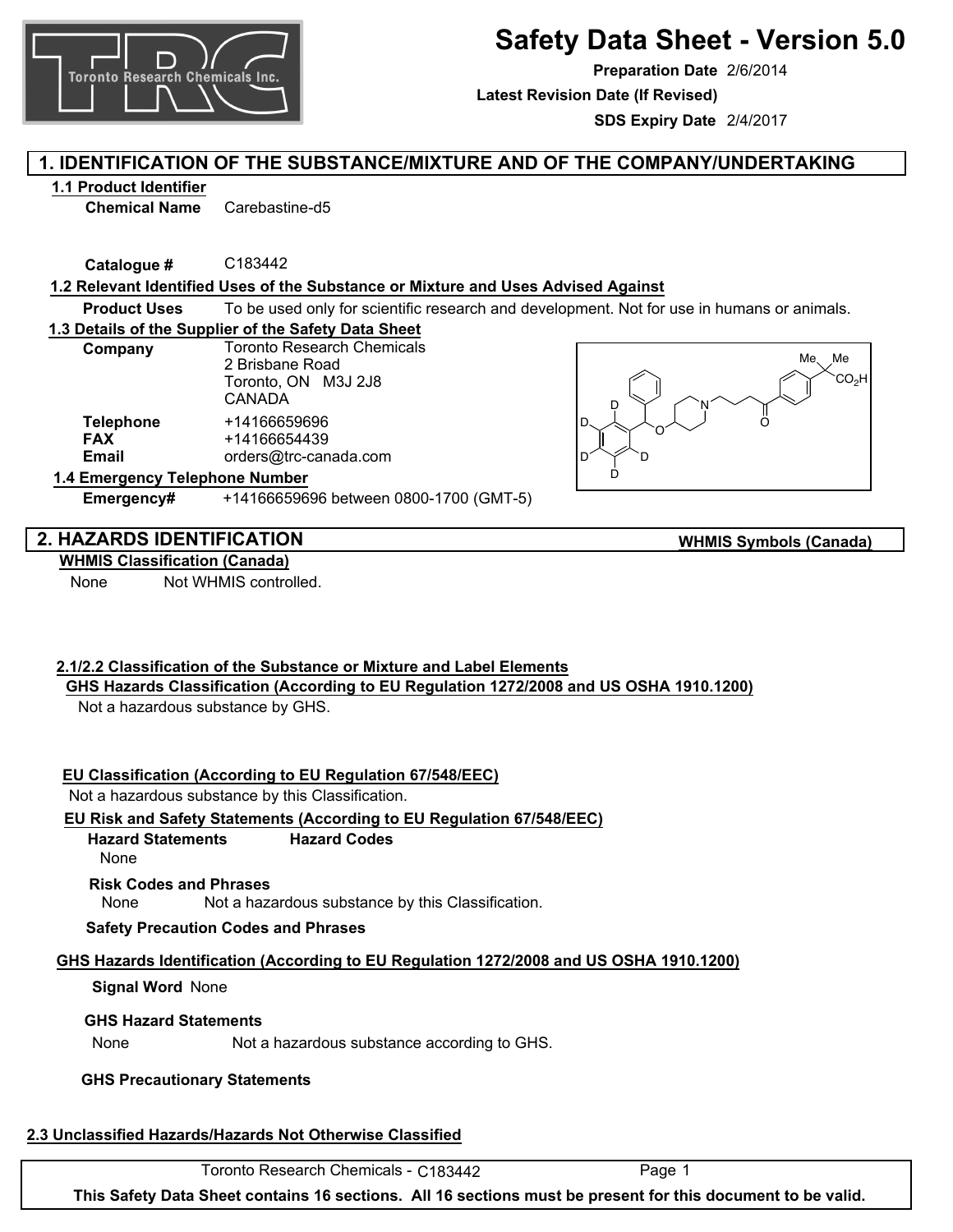# Safety Data Sheet - Version 5.0

**Preparation Date** 2/6/2014

**Latest Revision Date (If Revised)**

**SDS Expiry Date** 2/4/2017

## 1. IDENTIFICATION OF THE SUBSTANCE/MIXTURE AND OF THE COMPANY/UNDERTAKING

### 1.1 Product Identifier

**Chemical Name** Carebastine-d5

**Catalogue #** C183442

### 1.2 Relevant Identified Uses of the Substance or Mixture and Uses Advised Against

**Product Uses** To be used only for scientific research and development. Not for use in humans or animals.

### 1.3 Details of the Supplier of the Safety Data Sheet

**Company** Toronto Research Chemicals
2 Brisbane Road
Toronto, ON M3J 2J8
CANADA

**Telephone** +14166659696
**FAX** +14166654439
**Email** orders@trc-canada.com

### 1.4 Emergency Telephone Number

**Emergency#** +14166659696 between 0800-1700 (GMT-5)

## 2. HAZARDS IDENTIFICATION

**WHMIS Symbols (Canada)**

**WHMIS Classification (Canada)**

None Not WHMIS controlled.

### 2.1/2.2 Classification of the Substance or Mixture and Label Elements

**GHS Hazards Classification (According to EU Regulation 1272/2008 and US OSHA 1910.1200)**

Not a hazardous substance by GHS.

**EU Classification (According to EU Regulation 67/548/EEC)**

Not a hazardous substance by this Classification.

**EU Risk and Safety Statements (According to EU Regulation 67/548/EEC)**

**Hazard Statements** **Hazard Codes**

None

**Risk Codes and Phrases**

None Not a hazardous substance by this Classification.

**Safety Precaution Codes and Phrases**

**GHS Hazards Identification (According to EU Regulation 1272/2008 and US OSHA 1910.1200)**

**Signal Word** None

**GHS Hazard Statements**

None Not a hazardous substance according to GHS.

**GHS Precautionary Statements**

### 2.3 Unclassified Hazards/Hazards Not Otherwise Classified

Toronto Research Chemicals - C183442

**This Safety Data Sheet contains 16 sections. All 16 sections must be present for this document to be valid.**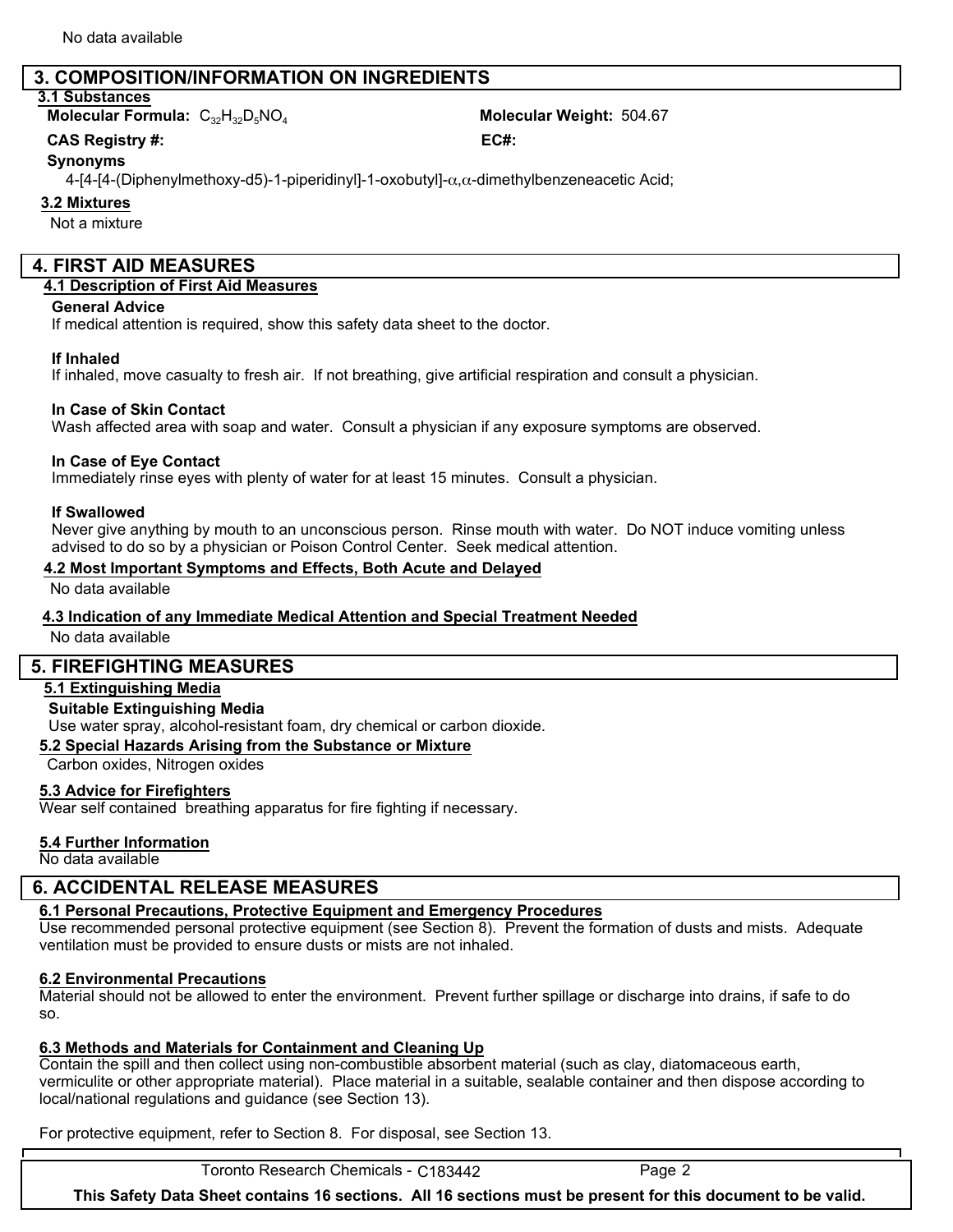No data available

## 3. COMPOSITION/INFORMATION ON INGREDIENTS

### 3.1 Substances

**Molecular Formula:** $C_{32}H_{32}D_5NO_4$

**Molecular Weight:** 504.67

**CAS Registry #:**

**EC#:**

**Synonyms**

4-[4-[4-(Diphenylmethoxy-d5)-1-piperidinyl]-1-oxobutyl]-α,α-dimethylbenzeneacetic Acid;

### 3.2 Mixtures

Not a mixture

## 4. FIRST AID MEASURES

### 4.1 Description of First Aid Measures

**General Advice**

If medical attention is required, show this safety data sheet to the doctor.

**If Inhaled**

If inhaled, move casualty to fresh air. If not breathing, give artificial respiration and consult a physician.

**In Case of Skin Contact**

Wash affected area with soap and water. Consult a physician if any exposure symptoms are observed.

**In Case of Eye Contact**

Immediately rinse eyes with plenty of water for at least 15 minutes. Consult a physician.

**If Swallowed**

Never give anything by mouth to an unconscious person. Rinse mouth with water. Do NOT induce vomiting unless advised to do so by a physician or Poison Control Center. Seek medical attention.

### 4.2 Most Important Symptoms and Effects, Both Acute and Delayed

No data available

### 4.3 Indication of any Immediate Medical Attention and Special Treatment Needed

No data available

## 5. FIREFIGHTING MEASURES

### 5.1 Extinguishing Media

**Suitable Extinguishing Media**

Use water spray, alcohol-resistant foam, dry chemical or carbon dioxide.

### 5.2 Special Hazards Arising from the Substance or Mixture

Carbon oxides, Nitrogen oxides

### 5.3 Advice for Firefighters

Wear self contained breathing apparatus for fire fighting if necessary.

### 5.4 Further Information

No data available

## 6. ACCIDENTAL RELEASE MEASURES

### 6.1 Personal Precautions, Protective Equipment and Emergency Procedures

Use recommended personal protective equipment (see Section 8). Prevent the formation of dusts and mists. Adequate ventilation must be provided to ensure dusts or mists are not inhaled.

### 6.2 Environmental Precautions

Material should not be allowed to enter the environment. Prevent further spillage or discharge into drains, if safe to do so.

### 6.3 Methods and Materials for Containment and Cleaning Up

Contain the spill and then collect using non-combustible absorbent material (such as clay, diatomaceous earth, vermiculite or other appropriate material). Place material in a suitable, sealable container and then dispose according to local/national regulations and guidance (see Section 13).

For protective equipment, refer to Section 8. For disposal, see Section 13.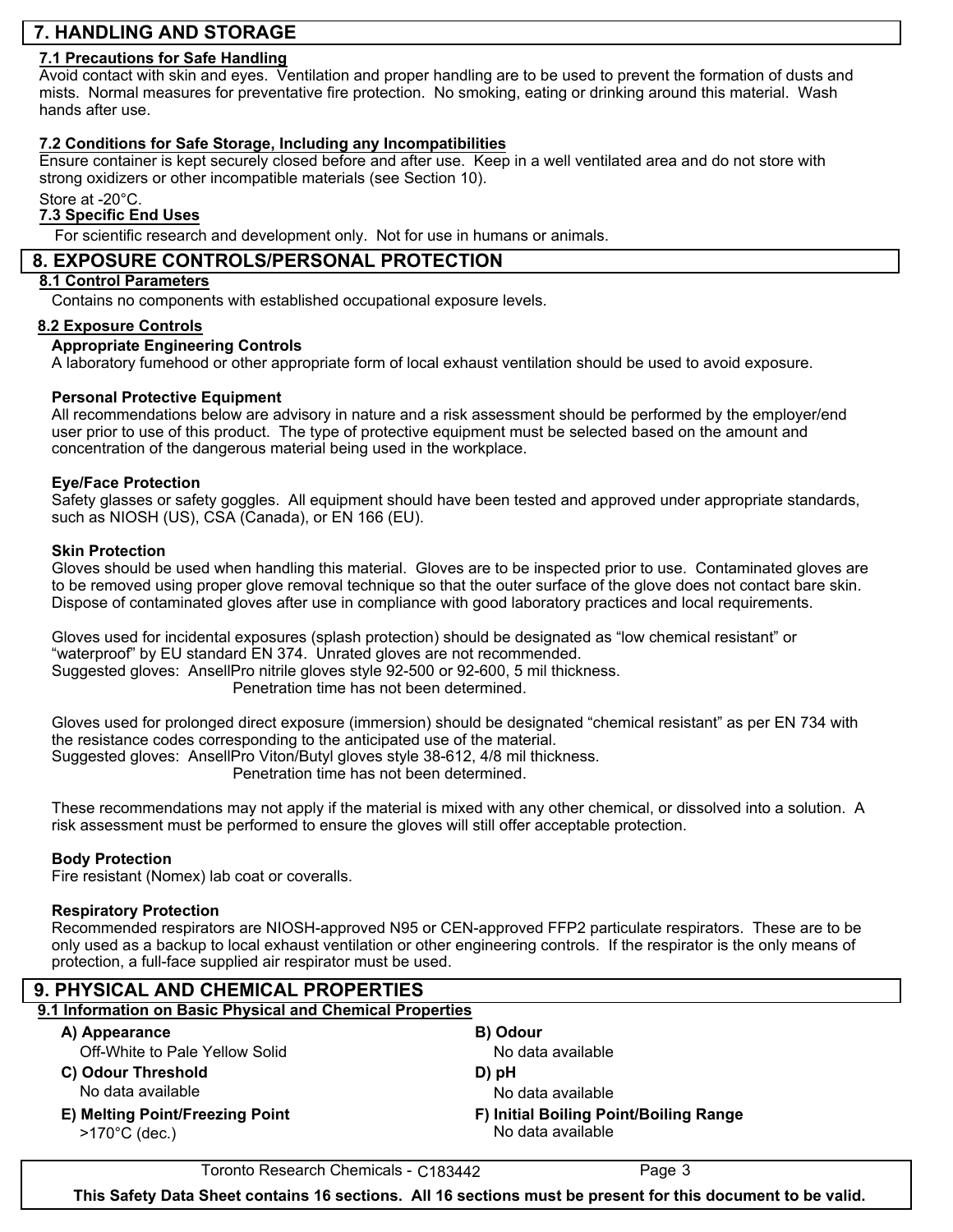## 7. HANDLING AND STORAGE

### 7.1 Precautions for Safe Handling

Avoid contact with skin and eyes. Ventilation and proper handling are to be used to prevent the formation of dusts and mists. Normal measures for preventative fire protection. No smoking, eating or drinking around this material. Wash hands after use.

### 7.2 Conditions for Safe Storage, Including any Incompatibilities

Ensure container is kept securely closed before and after use. Keep in a well ventilated area and do not store with strong oxidizers or other incompatible materials (see Section 10).

Store at -20°C.

### 7.3 Specific End Uses

For scientific research and development only. Not for use in humans or animals.

## 8. EXPOSURE CONTROLS/PERSONAL PROTECTION

### 8.1 Control Parameters

Contains no components with established occupational exposure levels.

### 8.2 Exposure Controls

**Appropriate Engineering Controls**

A laboratory fumehood or other appropriate form of local exhaust ventilation should be used to avoid exposure.

**Personal Protective Equipment**

All recommendations below are advisory in nature and a risk assessment should be performed by the employer/end user prior to use of this product. The type of protective equipment must be selected based on the amount and concentration of the dangerous material being used in the workplace.

**Eye/Face Protection**

Safety glasses or safety goggles. All equipment should have been tested and approved under appropriate standards, such as NIOSH (US), CSA (Canada), or EN 166 (EU).

**Skin Protection**

Gloves should be used when handling this material. Gloves are to be inspected prior to use. Contaminated gloves are to be removed using proper glove removal technique so that the outer surface of the glove does not contact bare skin. Dispose of contaminated gloves after use in compliance with good laboratory practices and local requirements.

Gloves used for incidental exposures (splash protection) should be designated as "low chemical resistant" or "waterproof" by EU standard EN 374. Unrated gloves are not recommended.
Suggested gloves: AnsellPro nitrile gloves style 92-500 or 92-600, 5 mil thickness.
Penetration time has not been determined.

Gloves used for prolonged direct exposure (immersion) should be designated "chemical resistant" as per EN 734 with the resistance codes corresponding to the anticipated use of the material.
Suggested gloves: AnsellPro Viton/Butyl gloves style 38-612, 4/8 mil thickness.
Penetration time has not been determined.

These recommendations may not apply if the material is mixed with any other chemical, or dissolved into a solution. A risk assessment must be performed to ensure the gloves will still offer acceptable protection.

**Body Protection**

Fire resistant (Nomex) lab coat or coveralls.

**Respiratory Protection**

Recommended respirators are NIOSH-approved N95 or CEN-approved FFP2 particulate respirators. These are to be only used as a backup to local exhaust ventilation or other engineering controls. If the respirator is the only means of protection, a full-face supplied air respirator must be used.

## 9. PHYSICAL AND CHEMICAL PROPERTIES

### 9.1 Information on Basic Physical and Chemical Properties

**A) Appearance**
Off-White to Pale Yellow Solid

**B) Odour**
No data available

**C) Odour Threshold**
No data available

**D) pH**
No data available

**E) Melting Point/Freezing Point**
>170°C (dec.)

**F) Initial Boiling Point/Boiling Range**
No data available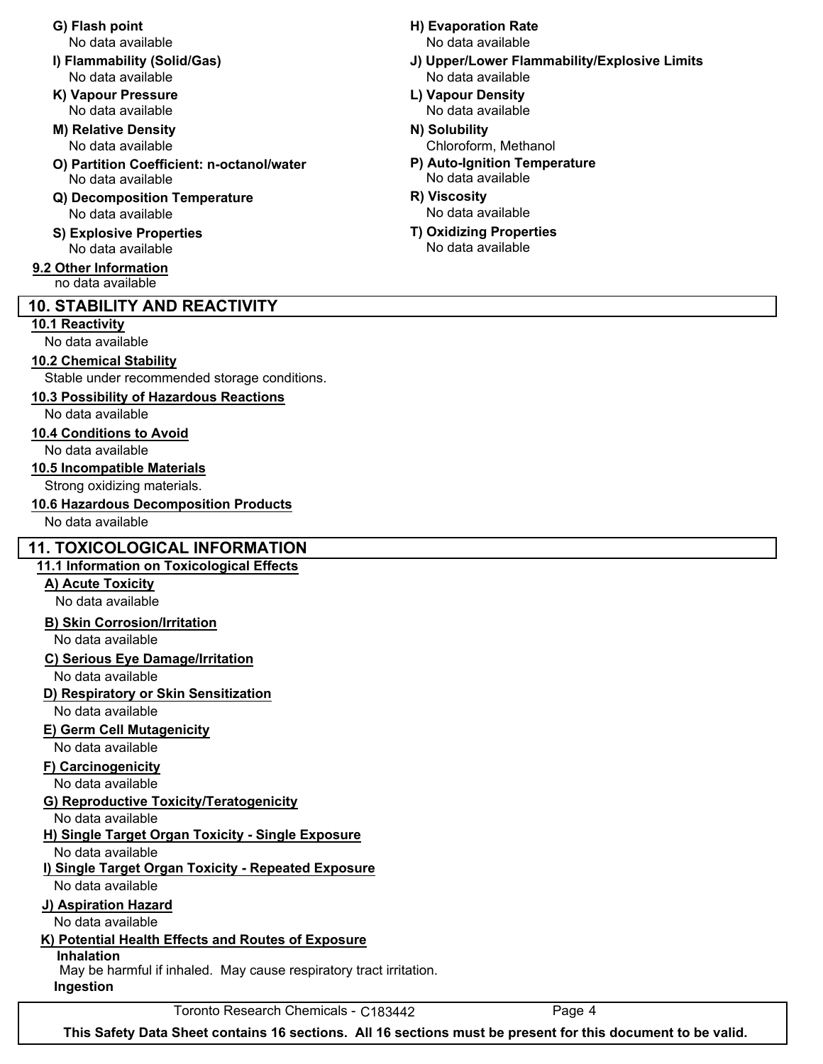**G) Flash point**
No data available

**H) Evaporation Rate**
No data available

**I) Flammability (Solid/Gas)**
No data available

**J) Upper/Lower Flammability/Explosive Limits**
No data available

**K) Vapour Pressure**
No data available

**L) Vapour Density**
No data available

**M) Relative Density**
No data available

**N) Solubility**
Chloroform, Methanol

**O) Partition Coefficient: n-octanol/water**
No data available

**P) Auto-Ignition Temperature**
No data available

**Q) Decomposition Temperature**
No data available

**R) Viscosity**
No data available

**S) Explosive Properties**
No data available

**T) Oxidizing Properties**
No data available

**9.2 Other Information**
no data available

## 10. STABILITY AND REACTIVITY

**10.1 Reactivity**
No data available

**10.2 Chemical Stability**
Stable under recommended storage conditions.

**10.3 Possibility of Hazardous Reactions**
No data available

**10.4 Conditions to Avoid**
No data available

**10.5 Incompatible Materials**
Strong oxidizing materials.

**10.6 Hazardous Decomposition Products**
No data available

## 11. TOXICOLOGICAL INFORMATION

**11.1 Information on Toxicological Effects**

**A) Acute Toxicity**
No data available

**B) Skin Corrosion/Irritation**
No data available

**C) Serious Eye Damage/Irritation**
No data available

**D) Respiratory or Skin Sensitization**
No data available

**E) Germ Cell Mutagenicity**
No data available

**F) Carcinogenicity**
No data available

**G) Reproductive Toxicity/Teratogenicity**
No data available

**H) Single Target Organ Toxicity - Single Exposure**
No data available

**I) Single Target Organ Toxicity - Repeated Exposure**
No data available

**J) Aspiration Hazard**
No data available

**K) Potential Health Effects and Routes of Exposure**

**Inhalation**
May be harmful if inhaled. May cause respiratory tract irritation.

**Ingestion**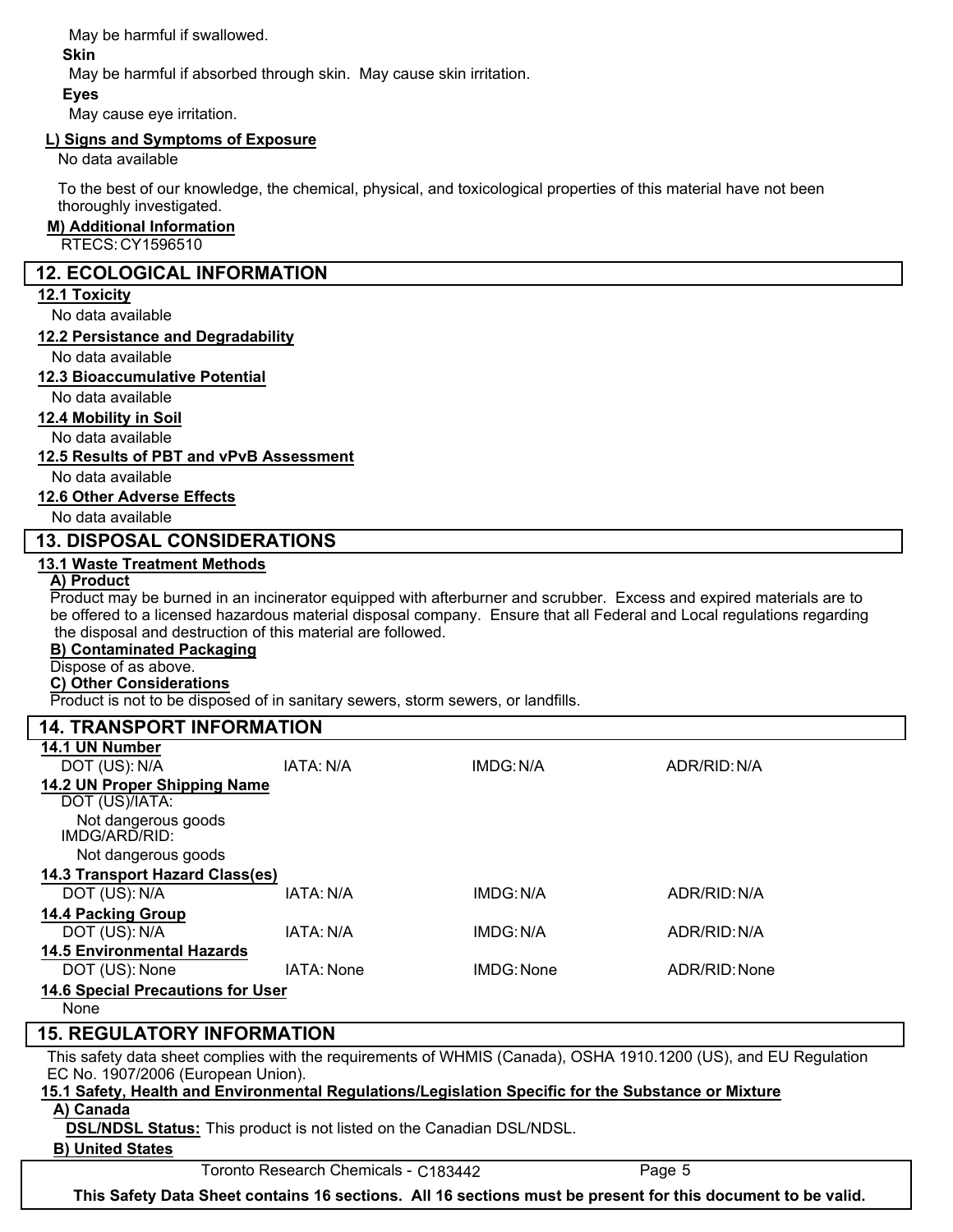May be harmful if swallowed.

**Skin**

May be harmful if absorbed through skin. May cause skin irritation.

**Eyes**

May cause eye irritation.

**L) Signs and Symptoms of Exposure**

No data available

To the best of our knowledge, the chemical, physical, and toxicological properties of this material have not been thoroughly investigated.

**M) Additional Information**

RTECS: CY1596510

## 12. ECOLOGICAL INFORMATION

**12.1 Toxicity**

No data available

**12.2 Persistance and Degradability**

No data available

**12.3 Bioaccumulative Potential**

No data available

**12.4 Mobility in Soil**

No data available

**12.5 Results of PBT and vPvB Assessment**

No data available

**12.6 Other Adverse Effects**

No data available

## 13. DISPOSAL CONSIDERATIONS

**13.1 Waste Treatment Methods**

**A) Product**

Product may be burned in an incinerator equipped with afterburner and scrubber. Excess and expired materials are to be offered to a licensed hazardous material disposal company. Ensure that all Federal and Local regulations regarding the disposal and destruction of this material are followed.

**B) Contaminated Packaging**

Dispose of as above.

**C) Other Considerations**

Product is not to be disposed of in sanitary sewers, storm sewers, or landfills.

## 14. TRANSPORT INFORMATION

**14.1 UN Number**

| DOT (US): N/A | IATA: N/A | IMDG: N/A | ADR/RID: N/A |
|---|---|---|---|

**14.2 UN Proper Shipping Name**

DOT (US)/IATA:

Not dangerous goods

IMDG/ARD/RID:

Not dangerous goods

**14.3 Transport Hazard Class(es)**

| DOT (US): N/A | IATA: N/A | IMDG: N/A | ADR/RID: N/A |
|---|---|---|---|

**14.4 Packing Group**

| DOT (US): N/A | IATA: N/A | IMDG: N/A | ADR/RID: N/A |
|---|---|---|---|

**14.5 Environmental Hazards**

| DOT (US): None | IATA: None | IMDG: None | ADR/RID: None |
|---|---|---|---|

**14.6 Special Precautions for User**

None

## 15. REGULATORY INFORMATION

This safety data sheet complies with the requirements of WHMIS (Canada), OSHA 1910.1200 (US), and EU Regulation EC No. 1907/2006 (European Union).

**15.1 Safety, Health and Environmental Regulations/Legislation Specific for the Substance or Mixture**

**A) Canada**

**DSL/NDSL Status:** This product is not listed on the Canadian DSL/NDSL.

**B) United States**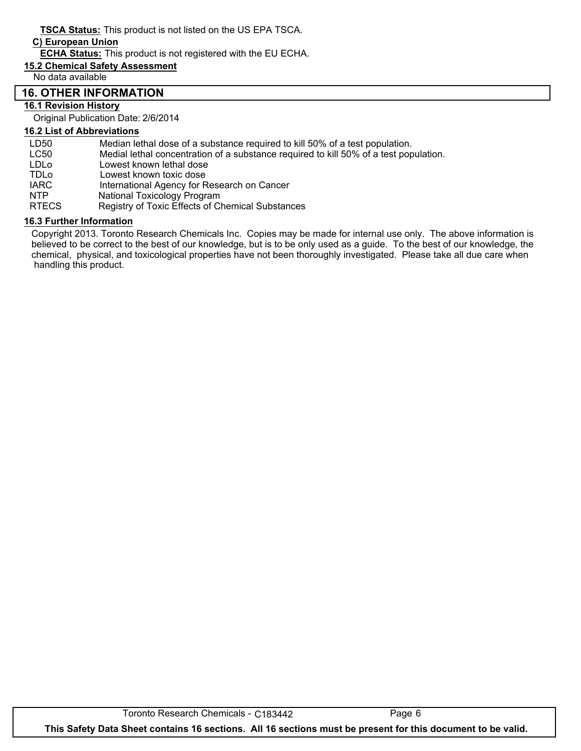**TSCA Status:** This product is not listed on the US EPA TSCA.

**C) European Union**

**ECHA Status:** This product is not registered with the EU ECHA.

**15.2 Chemical Safety Assessment**

No data available

## 16. OTHER INFORMATION

**16.1 Revision History**

Original Publication Date: 2/6/2014

**16.2 List of Abbreviations**

| | |
|---|---|
| LD50 | Median lethal dose of a substance required to kill 50% of a test population. |
| LC50 | Medial lethal concentration of a substance required to kill 50% of a test population. |
| LDLo | Lowest known lethal dose |
| TDLo | Lowest known toxic dose |
| IARC | International Agency for Research on Cancer |
| NTP | National Toxicology Program |
| RTECS | Registry of Toxic Effects of Chemical Substances |

**16.3 Further Information**

Copyright 2013. Toronto Research Chemicals Inc. Copies may be made for internal use only. The above information is believed to be correct to the best of our knowledge, but is to be only used as a guide. To the best of our knowledge, the chemical, physical, and toxicological properties have not been thoroughly investigated. Please take all due care when handling this product.

**This Safety Data Sheet contains 16 sections. All 16 sections must be present for this document to be valid.**